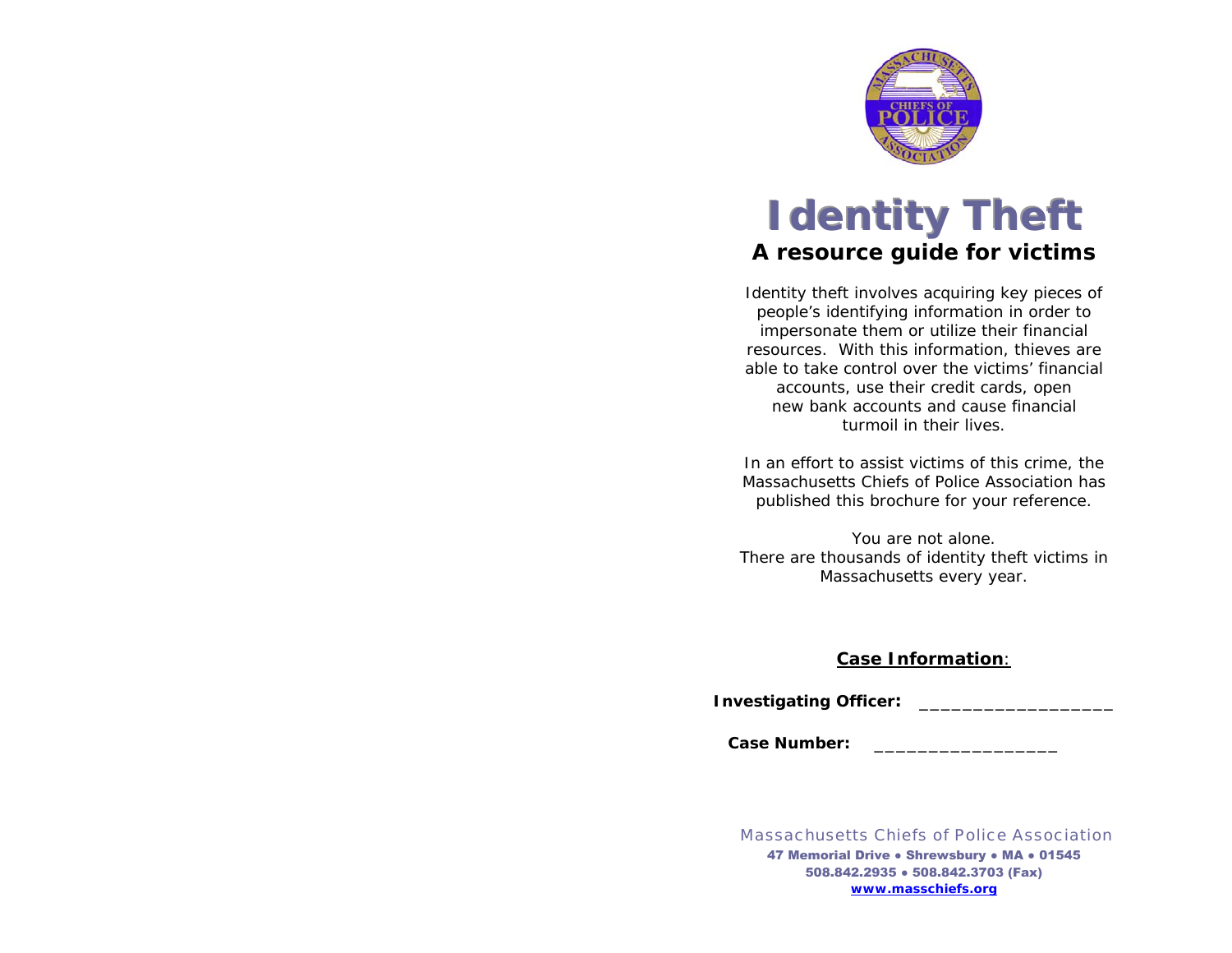# Identity Theft

## A resource guide for victims

Identity theft involves acquiring key pieces of people's identifying information in order to impersonate them or utilize their financial resources. With this information, thieves are able to take control over the victims' financial accounts, use their credit cards, open new bank accounts and cause financial turmoil in their lives.

In an effort to assist victims of this crime, the Massachusetts Chiefs of Police Association has published this brochure for your reference.

You are not alone.
There are thousands of identity theft victims in Massachusetts every year.

**Case Information**:

**Investigating Officer:** __________________

**Case Number:** _________________

Massachusetts Chiefs of Police Association
**47 Memorial Drive • Shrewsbury • MA • 01545**
**508.842.2935 • 508.842.3703 (Fax)**
**www.masschiefs.org**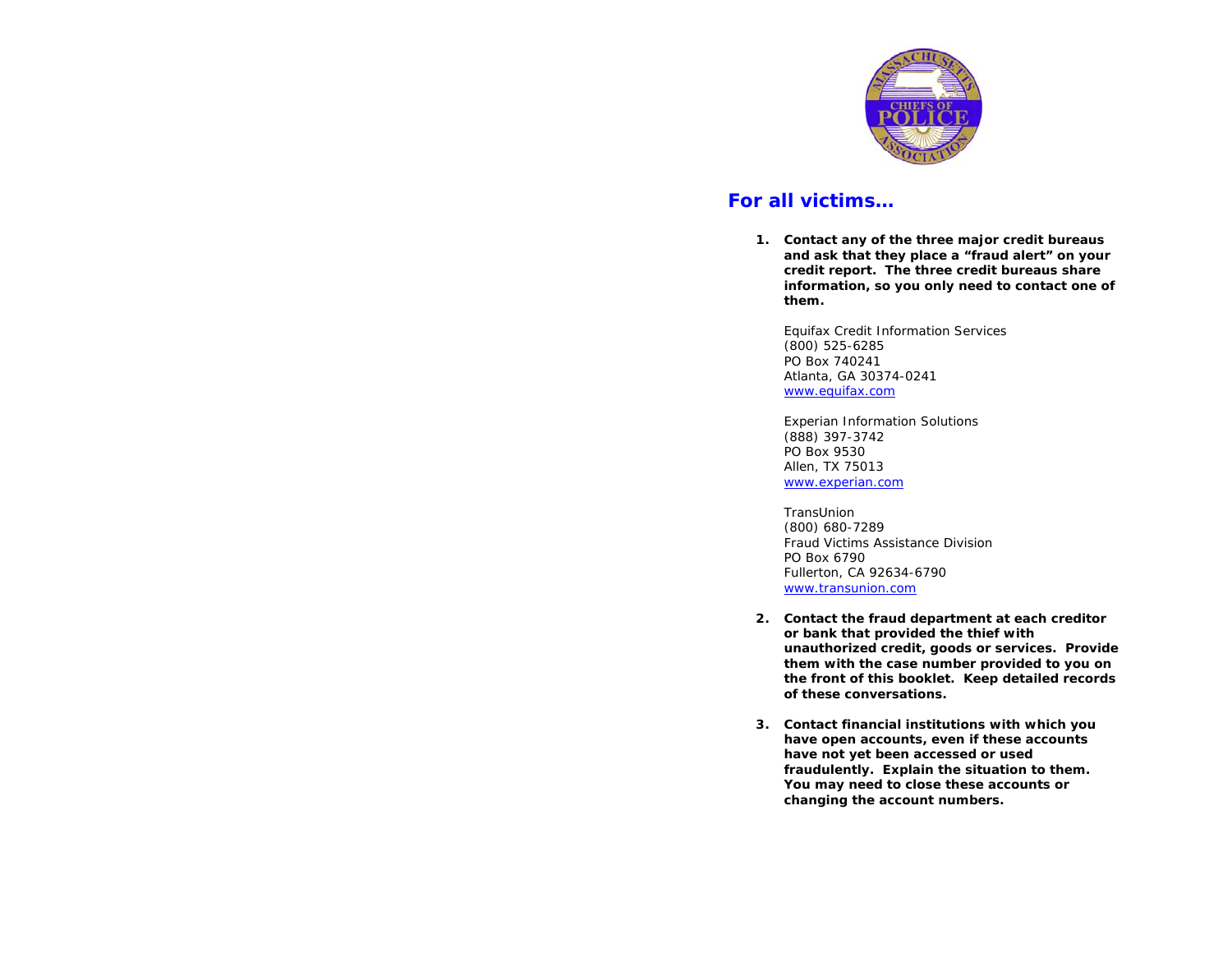## For all victims…

1. **Contact any of the three major credit bureaus and ask that they place a "fraud alert" on your credit report. The three credit bureaus share information, so you only need to contact one of them.**

   Equifax Credit Information Services
   (800) 525-6285
   PO Box 740241
   Atlanta, GA 30374-0241
   www.equifax.com

   Experian Information Solutions
   (888) 397-3742
   PO Box 9530
   Allen, TX 75013
   www.experian.com

   TransUnion
   (800) 680-7289
   Fraud Victims Assistance Division
   PO Box 6790
   Fullerton, CA 92634-6790
   www.transunion.com

2. **Contact the fraud department at each creditor or bank that provided the thief with unauthorized credit, goods or services. Provide them with the case number provided to you on the front of this booklet. Keep detailed records of these conversations.**

3. **Contact financial institutions with which you have open accounts, even if these accounts have not yet been accessed or used fraudulently. Explain the situation to them. You may need to close these accounts or changing the account numbers.**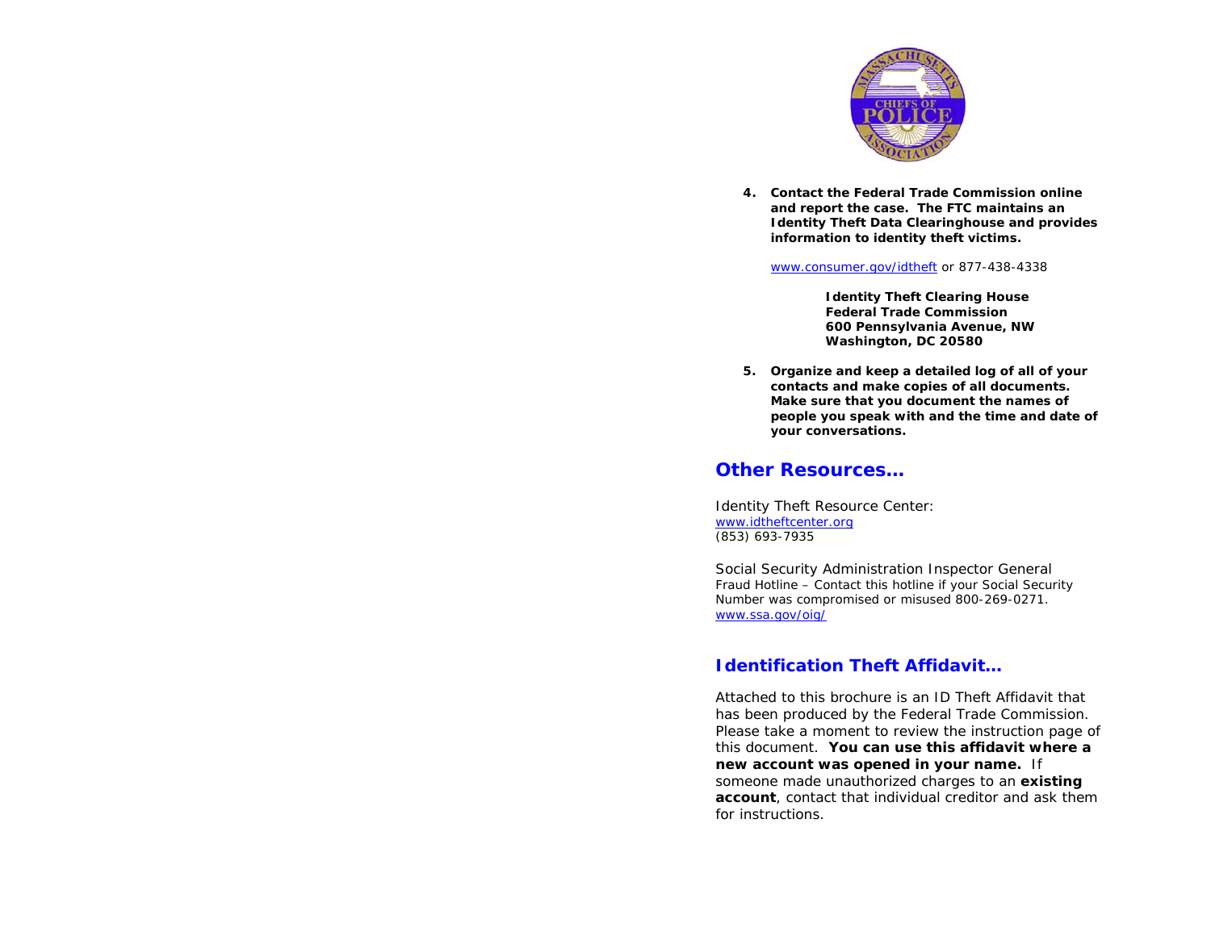4. **Contact the Federal Trade Commission online and report the case. The FTC maintains an Identity Theft Data Clearinghouse and provides information to identity theft victims.**

   www.consumer.gov/idtheft or 877-438-4338

   **Identity Theft Clearing House**
   **Federal Trade Commission**
   **600 Pennsylvania Avenue, NW**
   **Washington, DC 20580**

5. **Organize and keep a detailed log of all of your contacts and make copies of all documents. Make sure that you document the names of people you speak with and the time and date of your conversations.**

## Other Resources…

Identity Theft Resource Center:
www.idtheftcenter.org
(853) 693-7935

Social Security Administration Inspector General
Fraud Hotline – Contact this hotline if your Social Security Number was compromised or misused 800-269-0271.
www.ssa.gov/oig/

## Identification Theft Affidavit…

Attached to this brochure is an ID Theft Affidavit that has been produced by the Federal Trade Commission. Please take a moment to review the instruction page of this document. **You can use this affidavit where a new account was opened in your name.** If someone made unauthorized charges to an **existing account**, contact that individual creditor and ask them for instructions.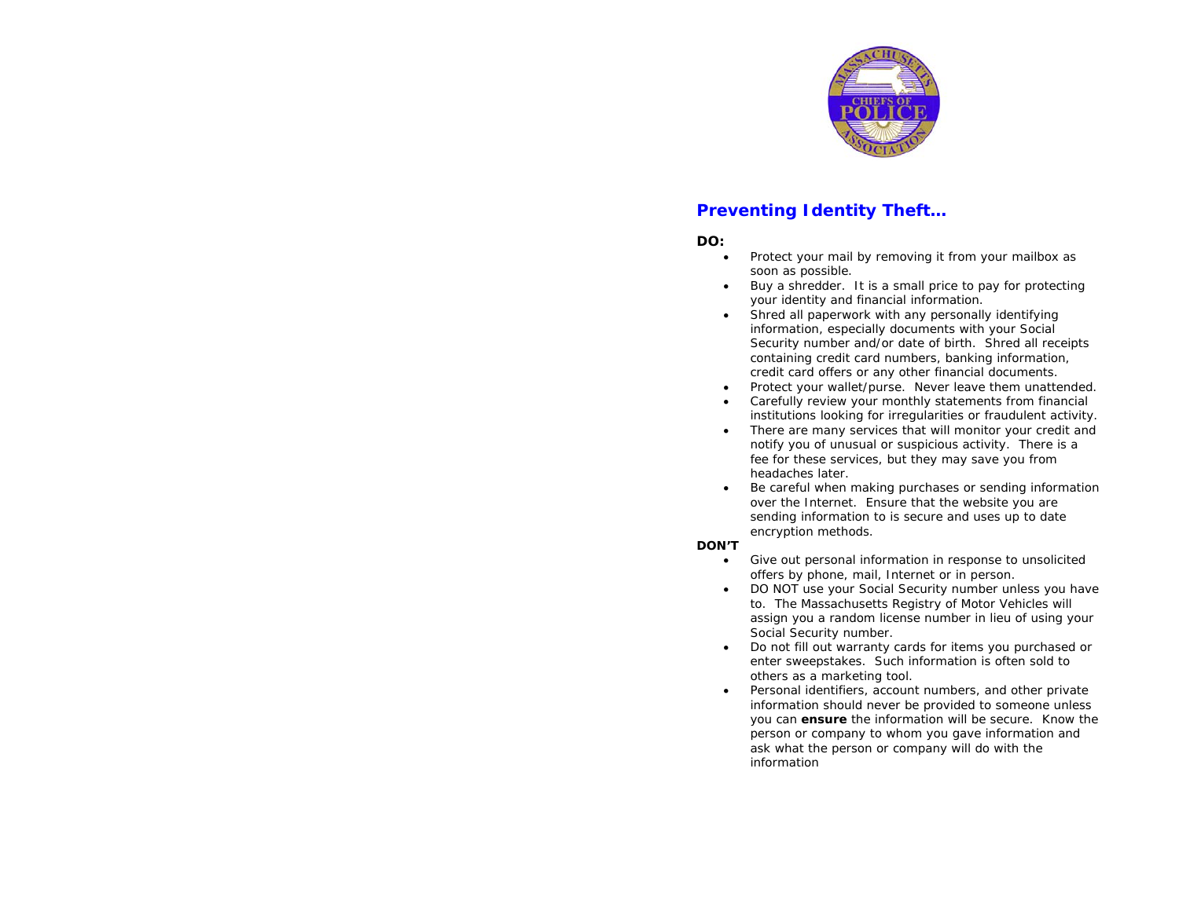## Preventing Identity Theft…

**DO:**

- Protect your mail by removing it from your mailbox as soon as possible.
- Buy a shredder. It is a small price to pay for protecting your identity and financial information.
- Shred all paperwork with any personally identifying information, especially documents with your Social Security number and/or date of birth. Shred all receipts containing credit card numbers, banking information, credit card offers or any other financial documents.
- Protect your wallet/purse. Never leave them unattended.
- Carefully review your monthly statements from financial institutions looking for irregularities or fraudulent activity.
- There are many services that will monitor your credit and notify you of unusual or suspicious activity. There is a fee for these services, but they may save you from headaches later.
- Be careful when making purchases or sending information over the Internet. Ensure that the website you are sending information to is secure and uses up to date encryption methods.

**DON'T**

- Give out personal information in response to unsolicited offers by phone, mail, Internet or in person.
- DO NOT use your Social Security number unless you have to. The Massachusetts Registry of Motor Vehicles will assign you a random license number in lieu of using your Social Security number.
- Do not fill out warranty cards for items you purchased or enter sweepstakes. Such information is often sold to others as a marketing tool.
- Personal identifiers, account numbers, and other private information should never be provided to someone unless you can **ensure** the information will be secure. Know the person or company to whom you gave information and ask what the person or company will do with the information